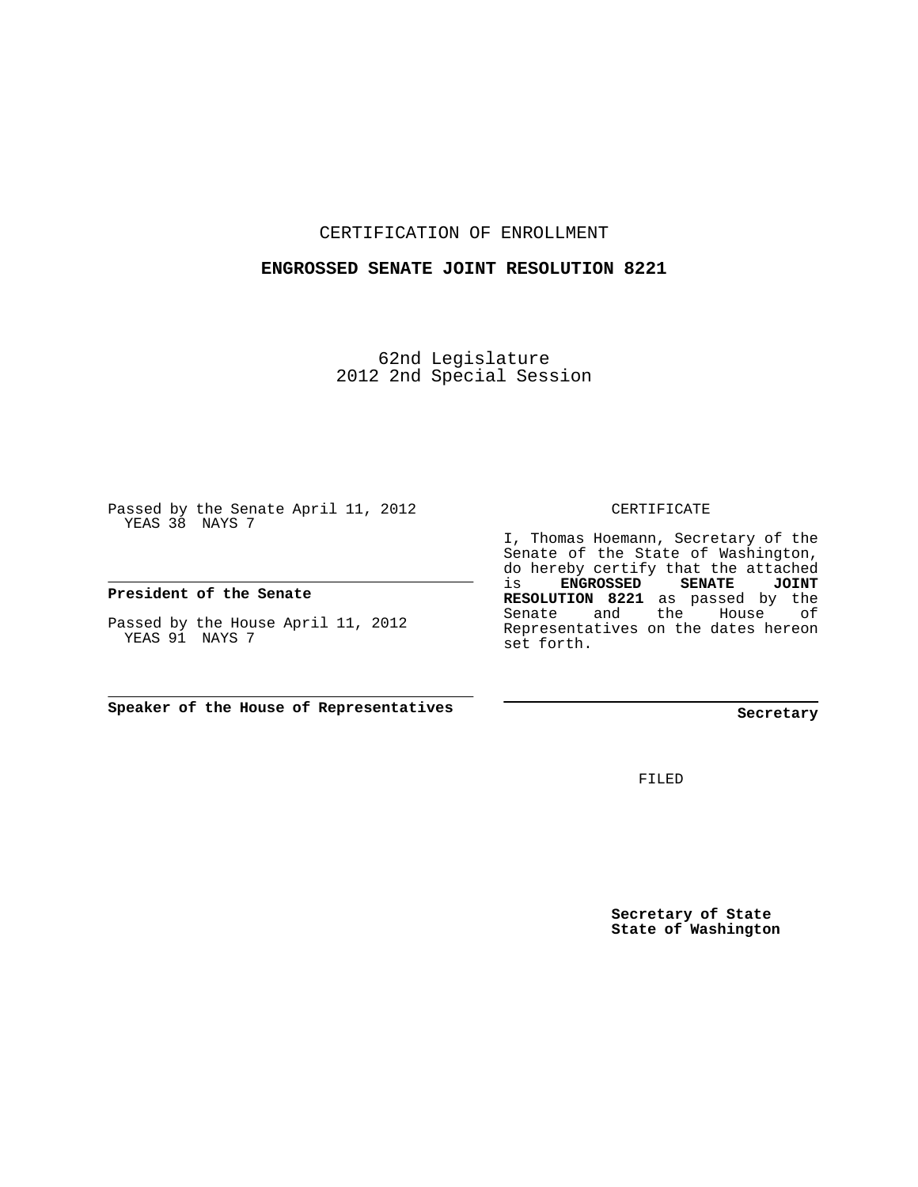CERTIFICATION OF ENROLLMENT

**ENGROSSED SENATE JOINT RESOLUTION 8221**

62nd Legislature
2012 2nd Special Session

Passed by the Senate April 11, 2012
YEAS 38 NAYS 7

**President of the Senate**

Passed by the House April 11, 2012
YEAS 91 NAYS 7

**Speaker of the House of Representatives**

CERTIFICATE

I, Thomas Hoemann, Secretary of the Senate of the State of Washington, do hereby certify that the attached is **ENGROSSED SENATE JOINT RESOLUTION 8221** as passed by the Senate and the House of Representatives on the dates hereon set forth.

**Secretary**

FILED

**Secretary of State**
**State of Washington**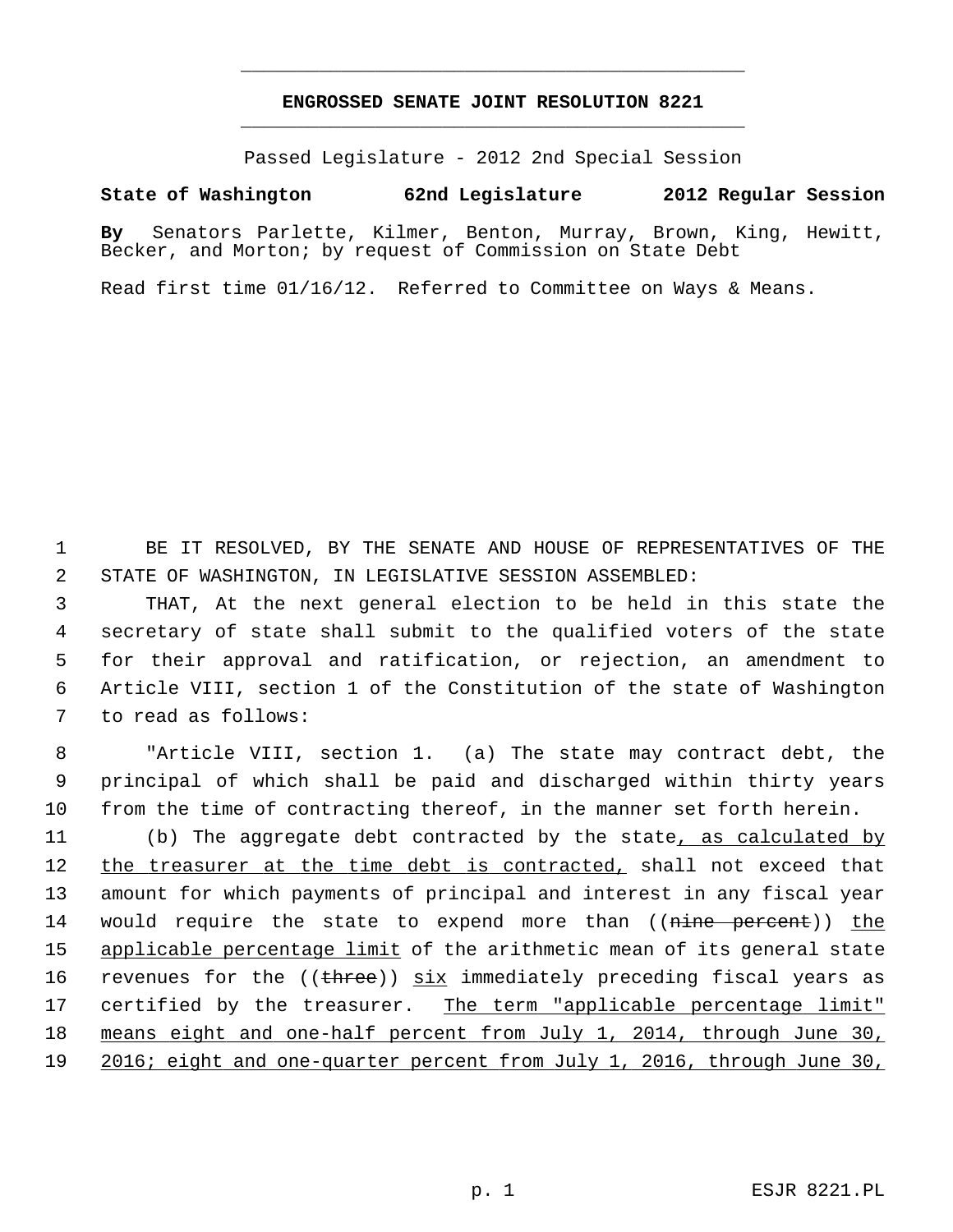# ENGROSSED SENATE JOINT RESOLUTION 8221

Passed Legislature - 2012 2nd Special Session

**State of Washington 62nd Legislature 2012 Regular Session**

**By** Senators Parlette, Kilmer, Benton, Murray, Brown, King, Hewitt, Becker, and Morton; by request of Commission on State Debt

Read first time 01/16/12. Referred to Committee on Ways & Means.

BE IT RESOLVED, BY THE SENATE AND HOUSE OF REPRESENTATIVES OF THE STATE OF WASHINGTON, IN LEGISLATIVE SESSION ASSEMBLED:

THAT, At the next general election to be held in this state the secretary of state shall submit to the qualified voters of the state for their approval and ratification, or rejection, an amendment to Article VIII, section 1 of the Constitution of the state of Washington to read as follows:

"Article VIII, section 1. (a) The state may contract debt, the principal of which shall be paid and discharged within thirty years from the time of contracting thereof, in the manner set forth herein.

(b) The aggregate debt contracted by the state, as calculated by the treasurer at the time debt is contracted, shall not exceed that amount for which payments of principal and interest in any fiscal year would require the state to expend more than ((~~nine percent~~)) the applicable percentage limit of the arithmetic mean of its general state revenues for the ((~~three~~)) six immediately preceding fiscal years as certified by the treasurer. The term "applicable percentage limit" means eight and one-half percent from July 1, 2014, through June 30, 2016; eight and one-quarter percent from July 1, 2016, through June 30,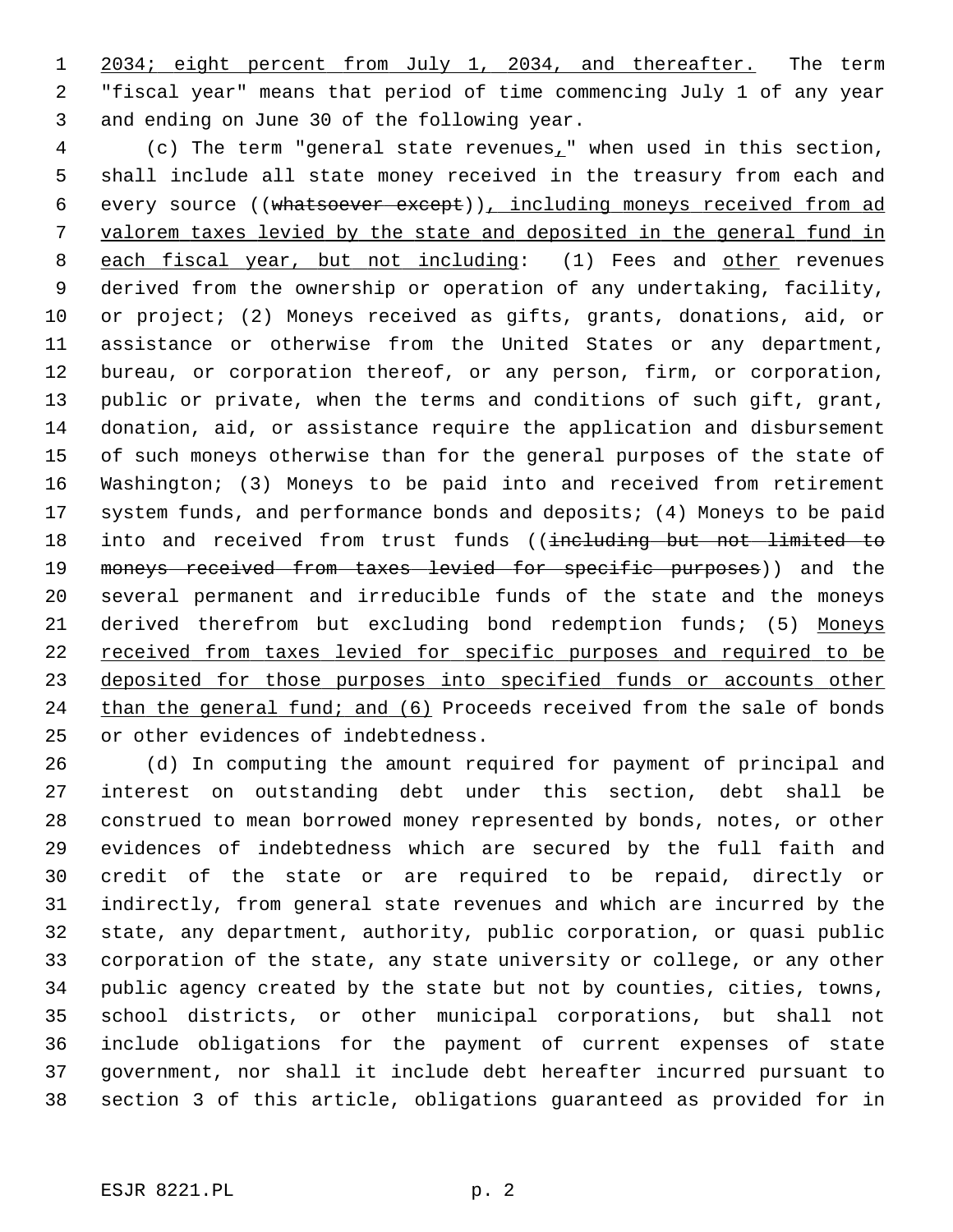2034; eight percent from July 1, 2034, and thereafter. The term "fiscal year" means that period of time commencing July 1 of any year and ending on June 30 of the following year.

(c) The term "general state revenues," when used in this section, shall include all state money received in the treasury from each and every source ((~~whatsoever except~~)), including moneys received from ad valorem taxes levied by the state and deposited in the general fund in each fiscal year, but not including: (1) Fees and other revenues derived from the ownership or operation of any undertaking, facility, or project; (2) Moneys received as gifts, grants, donations, aid, or assistance or otherwise from the United States or any department, bureau, or corporation thereof, or any person, firm, or corporation, public or private, when the terms and conditions of such gift, grant, donation, aid, or assistance require the application and disbursement of such moneys otherwise than for the general purposes of the state of Washington; (3) Moneys to be paid into and received from retirement system funds, and performance bonds and deposits; (4) Moneys to be paid into and received from trust funds ((~~including but not limited to moneys received from taxes levied for specific purposes~~)) and the several permanent and irreducible funds of the state and the moneys derived therefrom but excluding bond redemption funds; (5) Moneys received from taxes levied for specific purposes and required to be deposited for those purposes into specified funds or accounts other than the general fund; and (6) Proceeds received from the sale of bonds or other evidences of indebtedness.

(d) In computing the amount required for payment of principal and interest on outstanding debt under this section, debt shall be construed to mean borrowed money represented by bonds, notes, or other evidences of indebtedness which are secured by the full faith and credit of the state or are required to be repaid, directly or indirectly, from general state revenues and which are incurred by the state, any department, authority, public corporation, or quasi public corporation of the state, any state university or college, or any other public agency created by the state but not by counties, cities, towns, school districts, or other municipal corporations, but shall not include obligations for the payment of current expenses of state government, nor shall it include debt hereafter incurred pursuant to section 3 of this article, obligations guaranteed as provided for in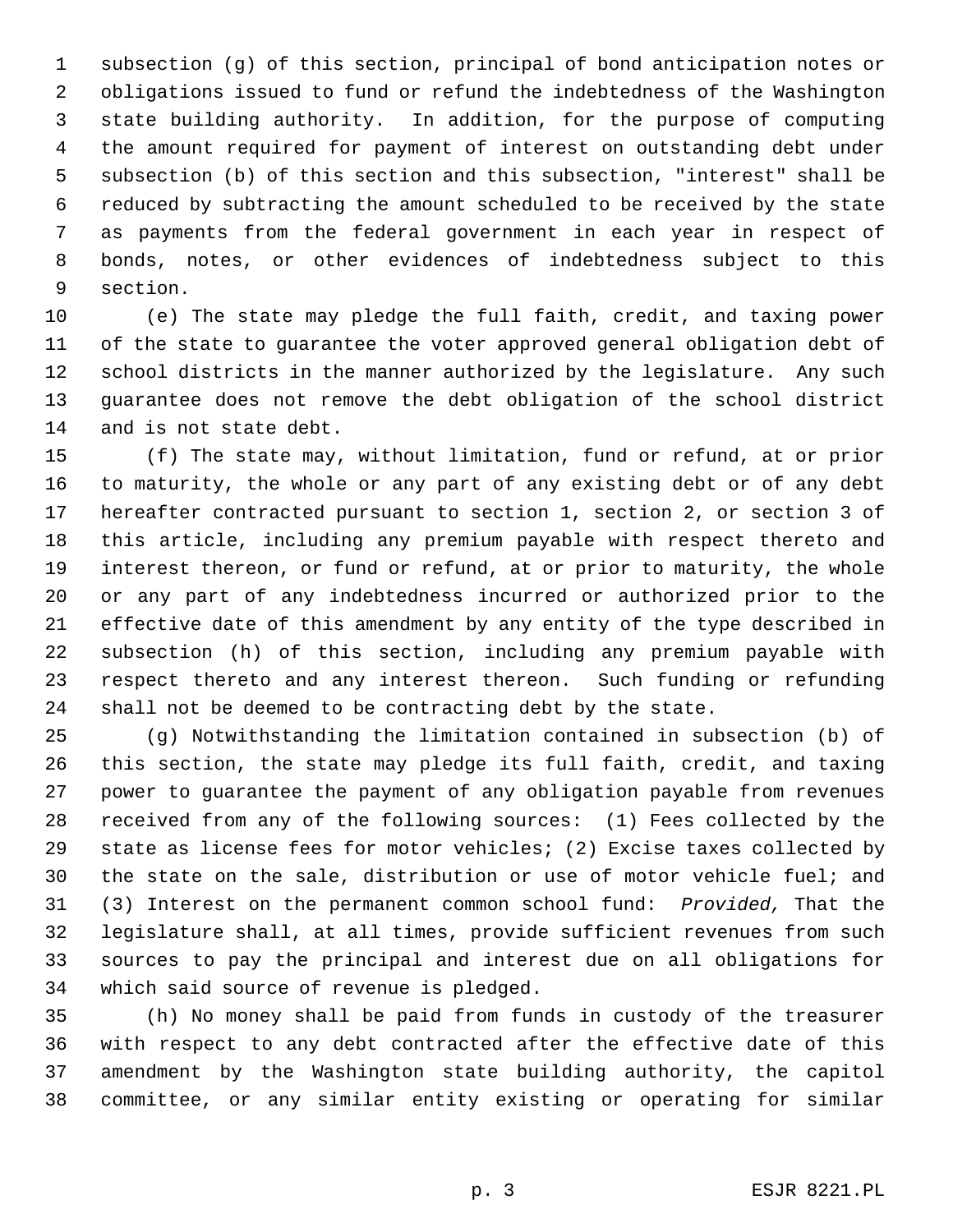subsection (g) of this section, principal of bond anticipation notes or obligations issued to fund or refund the indebtedness of the Washington state building authority. In addition, for the purpose of computing the amount required for payment of interest on outstanding debt under subsection (b) of this section and this subsection, "interest" shall be reduced by subtracting the amount scheduled to be received by the state as payments from the federal government in each year in respect of bonds, notes, or other evidences of indebtedness subject to this section.

(e) The state may pledge the full faith, credit, and taxing power of the state to guarantee the voter approved general obligation debt of school districts in the manner authorized by the legislature. Any such guarantee does not remove the debt obligation of the school district and is not state debt.

(f) The state may, without limitation, fund or refund, at or prior to maturity, the whole or any part of any existing debt or of any debt hereafter contracted pursuant to section 1, section 2, or section 3 of this article, including any premium payable with respect thereto and interest thereon, or fund or refund, at or prior to maturity, the whole or any part of any indebtedness incurred or authorized prior to the effective date of this amendment by any entity of the type described in subsection (h) of this section, including any premium payable with respect thereto and any interest thereon. Such funding or refunding shall not be deemed to be contracting debt by the state.

(g) Notwithstanding the limitation contained in subsection (b) of this section, the state may pledge its full faith, credit, and taxing power to guarantee the payment of any obligation payable from revenues received from any of the following sources: (1) Fees collected by the state as license fees for motor vehicles; (2) Excise taxes collected by the state on the sale, distribution or use of motor vehicle fuel; and (3) Interest on the permanent common school fund: *Provided,* That the legislature shall, at all times, provide sufficient revenues from such sources to pay the principal and interest due on all obligations for which said source of revenue is pledged.

(h) No money shall be paid from funds in custody of the treasurer with respect to any debt contracted after the effective date of this amendment by the Washington state building authority, the capitol committee, or any similar entity existing or operating for similar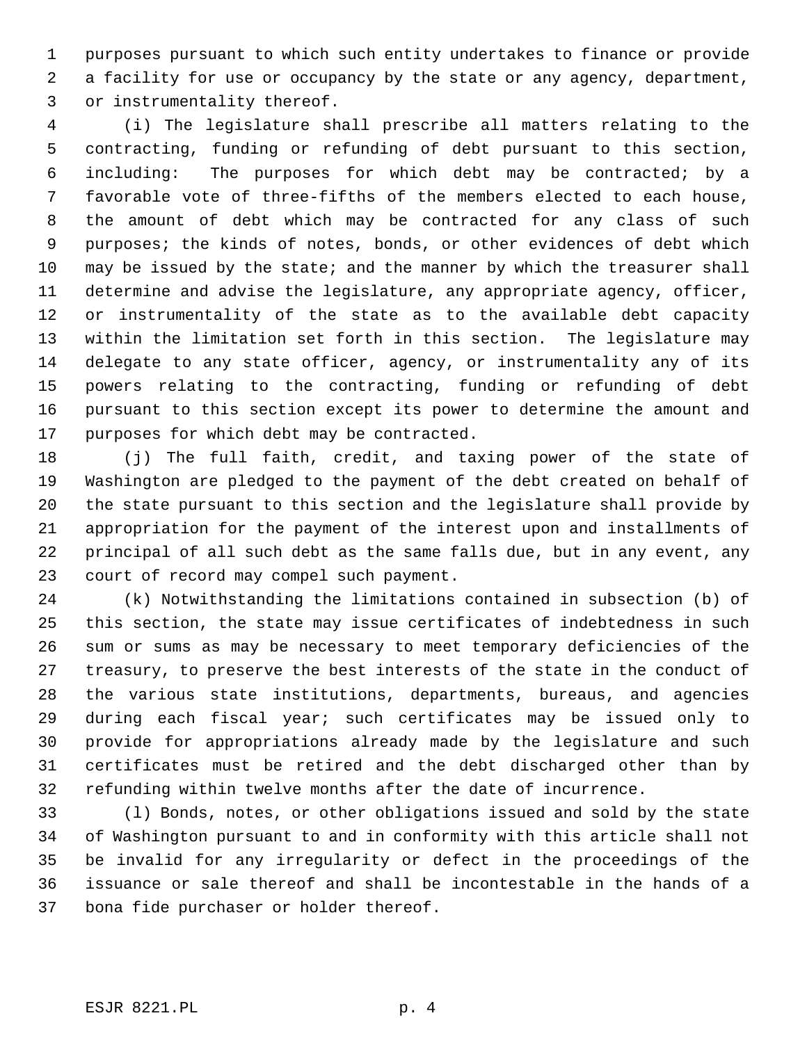purposes pursuant to which such entity undertakes to finance or provide a facility for use or occupancy by the state or any agency, department, or instrumentality thereof.

(i) The legislature shall prescribe all matters relating to the contracting, funding or refunding of debt pursuant to this section, including: The purposes for which debt may be contracted; by a favorable vote of three-fifths of the members elected to each house, the amount of debt which may be contracted for any class of such purposes; the kinds of notes, bonds, or other evidences of debt which may be issued by the state; and the manner by which the treasurer shall determine and advise the legislature, any appropriate agency, officer, or instrumentality of the state as to the available debt capacity within the limitation set forth in this section. The legislature may delegate to any state officer, agency, or instrumentality any of its powers relating to the contracting, funding or refunding of debt pursuant to this section except its power to determine the amount and purposes for which debt may be contracted.

(j) The full faith, credit, and taxing power of the state of Washington are pledged to the payment of the debt created on behalf of the state pursuant to this section and the legislature shall provide by appropriation for the payment of the interest upon and installments of principal of all such debt as the same falls due, but in any event, any court of record may compel such payment.

(k) Notwithstanding the limitations contained in subsection (b) of this section, the state may issue certificates of indebtedness in such sum or sums as may be necessary to meet temporary deficiencies of the treasury, to preserve the best interests of the state in the conduct of the various state institutions, departments, bureaus, and agencies during each fiscal year; such certificates may be issued only to provide for appropriations already made by the legislature and such certificates must be retired and the debt discharged other than by refunding within twelve months after the date of incurrence.

(l) Bonds, notes, or other obligations issued and sold by the state of Washington pursuant to and in conformity with this article shall not be invalid for any irregularity or defect in the proceedings of the issuance or sale thereof and shall be incontestable in the hands of a bona fide purchaser or holder thereof.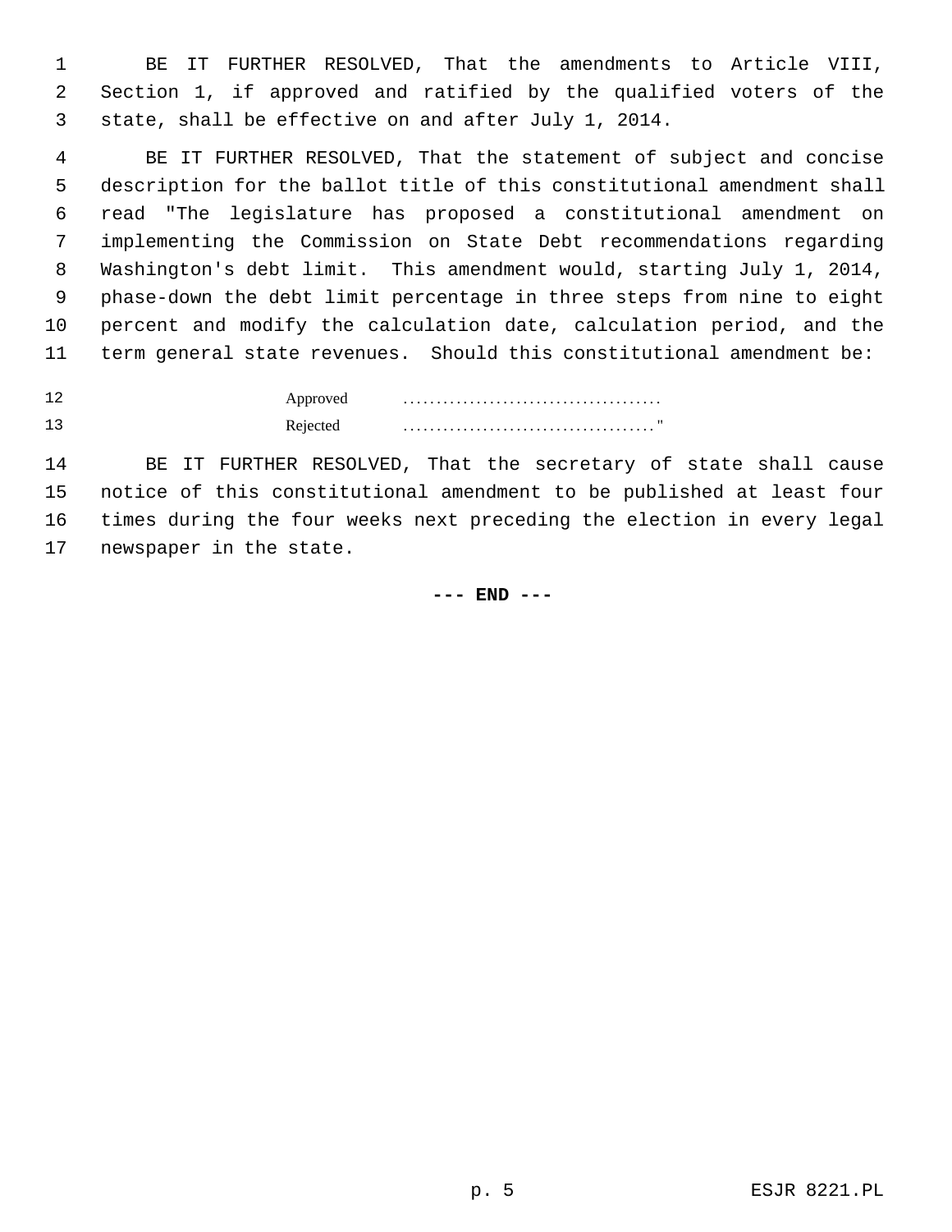BE IT FURTHER RESOLVED, That the amendments to Article VIII, Section 1, if approved and ratified by the qualified voters of the state, shall be effective on and after July 1, 2014.

BE IT FURTHER RESOLVED, That the statement of subject and concise description for the ballot title of this constitutional amendment shall read "The legislature has proposed a constitutional amendment on implementing the Commission on State Debt recommendations regarding Washington's debt limit. This amendment would, starting July 1, 2014, phase-down the debt limit percentage in three steps from nine to eight percent and modify the calculation date, calculation period, and the term general state revenues. Should this constitutional amendment be:

Approved . . . . . . . . . . . . . . . . . . . . . . . . . . . . . . . . . . . . . . .

Rejected . . . . . . . . . . . . . . . . . . . . . . . . . . . . . . . . . . . . . . . "

BE IT FURTHER RESOLVED, That the secretary of state shall cause notice of this constitutional amendment to be published at least four times during the four weeks next preceding the election in every legal newspaper in the state.

**--- END ---**